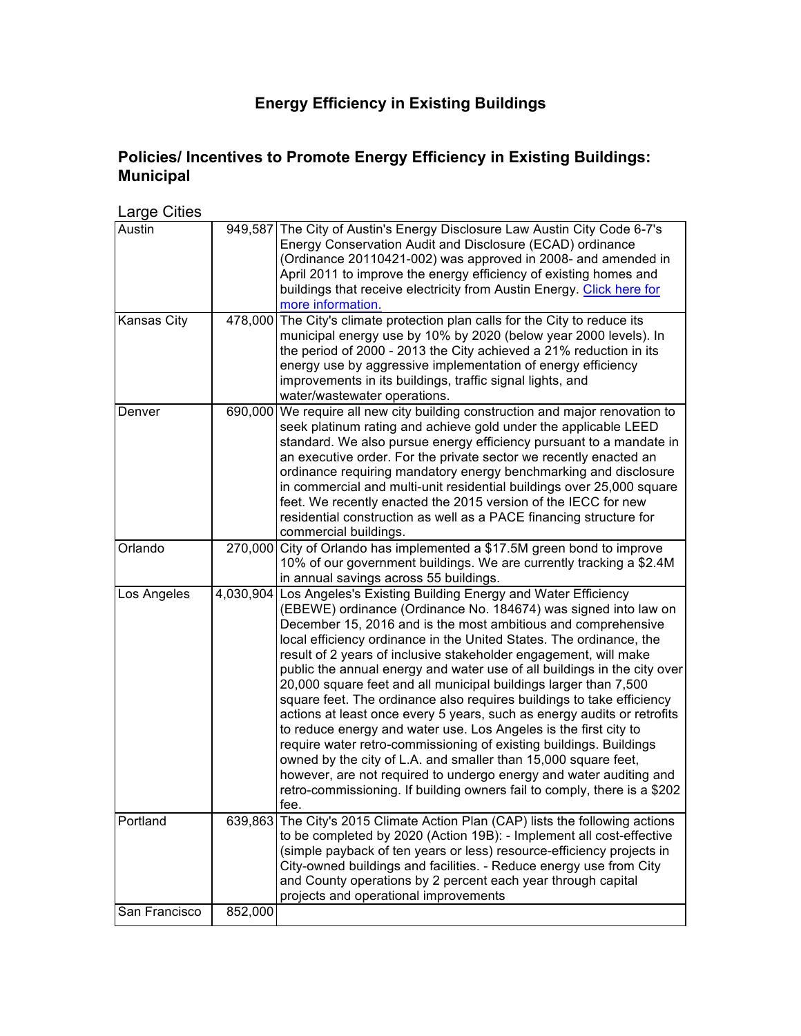# Energy Efficiency in Existing Buildings

## Policies/ Incentives to Promote Energy Efficiency in Existing Buildings: Municipal

Large Cities

| | | |
|---|---|---|
| Austin | 949,587 | The City of Austin's Energy Disclosure Law Austin City Code 6-7's Energy Conservation Audit and Disclosure (ECAD) ordinance (Ordinance 20110421-002) was approved in 2008- and amended in April 2011 to improve the energy efficiency of existing homes and buildings that receive electricity from Austin Energy. [Click here for more information.]() |
| Kansas City | 478,000 | The City's climate protection plan calls for the City to reduce its municipal energy use by 10% by 2020 (below year 2000 levels). In the period of 2000 - 2013 the City achieved a 21% reduction in its energy use by aggressive implementation of energy efficiency improvements in its buildings, traffic signal lights, and water/wastewater operations. |
| Denver | 690,000 | We require all new city building construction and major renovation to seek platinum rating and achieve gold under the applicable LEED standard. We also pursue energy efficiency pursuant to a mandate in an executive order. For the private sector we recently enacted an ordinance requiring mandatory energy benchmarking and disclosure in commercial and multi-unit residential buildings over 25,000 square feet. We recently enacted the 2015 version of the IECC for new residential construction as well as a PACE financing structure for commercial buildings. |
| Orlando | 270,000 | City of Orlando has implemented a $17.5M green bond to improve 10% of our government buildings. We are currently tracking a $2.4M in annual savings across 55 buildings. |
| Los Angeles | 4,030,904 | Los Angeles's Existing Building Energy and Water Efficiency (EBEWE) ordinance (Ordinance No. 184674) was signed into law on December 15, 2016 and is the most ambitious and comprehensive local efficiency ordinance in the United States. The ordinance, the result of 2 years of inclusive stakeholder engagement, will make public the annual energy and water use of all buildings in the city over 20,000 square feet and all municipal buildings larger than 7,500 square feet. The ordinance also requires buildings to take efficiency actions at least once every 5 years, such as energy audits or retrofits to reduce energy and water use. Los Angeles is the first city to require water retro-commissioning of existing buildings. Buildings owned by the city of L.A. and smaller than 15,000 square feet, however, are not required to undergo energy and water auditing and retro-commissioning. If building owners fail to comply, there is a $202 fee. |
| Portland | 639,863 | The City's 2015 Climate Action Plan (CAP) lists the following actions to be completed by 2020 (Action 19B): - Implement all cost-effective (simple payback of ten years or less) resource-efficiency projects in City-owned buildings and facilities. - Reduce energy use from City and County operations by 2 percent each year through capital projects and operational improvements |
| San Francisco | 852,000 | |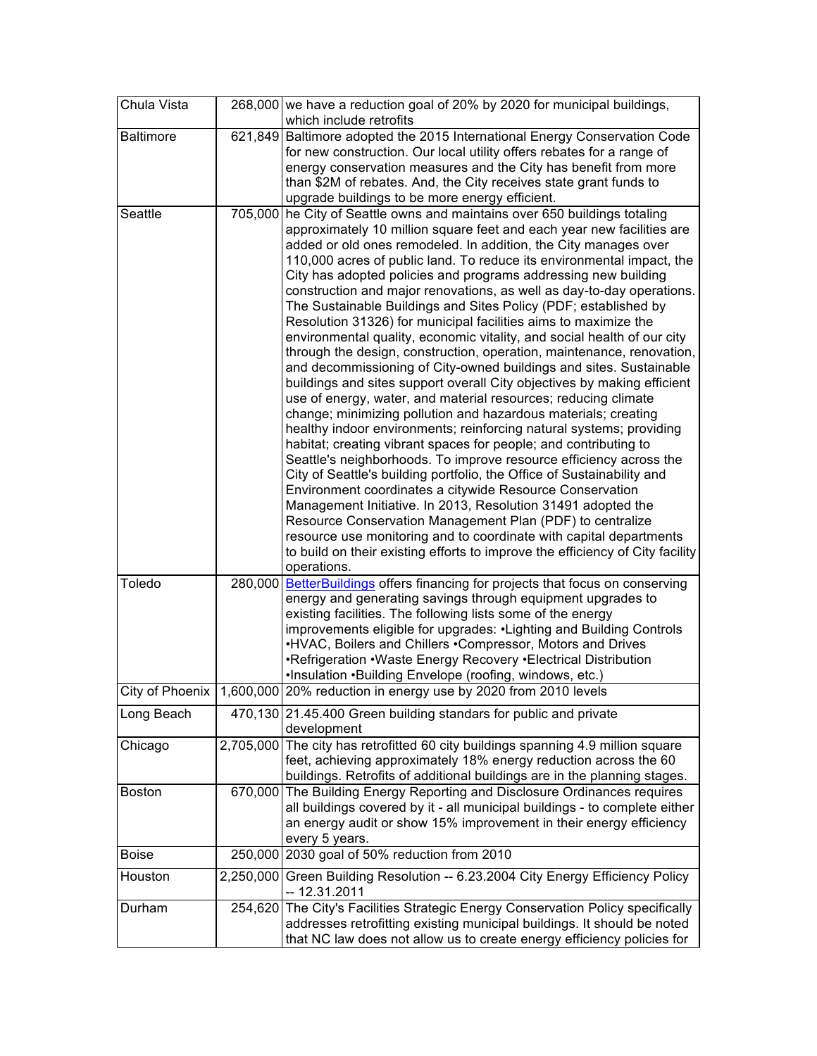| | | |
|---|---|---|
| Chula Vista | 268,000 | we have a reduction goal of 20% by 2020 for municipal buildings, which include retrofits |
| Baltimore | 621,849 | Baltimore adopted the 2015 International Energy Conservation Code for new construction. Our local utility offers rebates for a range of energy conservation measures and the City has benefit from more than $2M of rebates. And, the City receives state grant funds to upgrade buildings to be more energy efficient. |
| Seattle | 705,000 | he City of Seattle owns and maintains over 650 buildings totaling approximately 10 million square feet and each year new facilities are added or old ones remodeled. In addition, the City manages over 110,000 acres of public land. To reduce its environmental impact, the City has adopted policies and programs addressing new building construction and major renovations, as well as day-to-day operations. The Sustainable Buildings and Sites Policy (PDF; established by Resolution 31326) for municipal facilities aims to maximize the environmental quality, economic vitality, and social health of our city through the design, construction, operation, maintenance, renovation, and decommissioning of City-owned buildings and sites. Sustainable buildings and sites support overall City objectives by making efficient use of energy, water, and material resources; reducing climate change; minimizing pollution and hazardous materials; creating healthy indoor environments; reinforcing natural systems; providing habitat; creating vibrant spaces for people; and contributing to Seattle's neighborhoods. To improve resource efficiency across the City of Seattle's building portfolio, the Office of Sustainability and Environment coordinates a citywide Resource Conservation Management Initiative. In 2013, Resolution 31491 adopted the Resource Conservation Management Plan (PDF) to centralize resource use monitoring and to coordinate with capital departments to build on their existing efforts to improve the efficiency of City facility operations. |
| Toledo | 280,000 | BetterBuildings offers financing for projects that focus on conserving energy and generating savings through equipment upgrades to existing facilities. The following lists some of the energy improvements eligible for upgrades: •Lighting and Building Controls •HVAC, Boilers and Chillers •Compressor, Motors and Drives •Refrigeration •Waste Energy Recovery •Electrical Distribution •Insulation •Building Envelope (roofing, windows, etc.) |
| City of Phoenix | 1,600,000 | 20% reduction in energy use by 2020 from 2010 levels |
| Long Beach | 470,130 | 21.45.400 Green building standards for public and private development |
| Chicago | 2,705,000 | The city has retrofitted 60 city buildings spanning 4.9 million square feet, achieving approximately 18% energy reduction across the 60 buildings. Retrofits of additional buildings are in the planning stages. |
| Boston | 670,000 | The Building Energy Reporting and Disclosure Ordinances requires all buildings covered by it - all municipal buildings - to complete either an energy audit or show 15% improvement in their energy efficiency every 5 years. |
| Boise | 250,000 | 2030 goal of 50% reduction from 2010 |
| Houston | 2,250,000 | Green Building Resolution -- 6.23.2004 City Energy Efficiency Policy -- 12.31.2011 |
| Durham | 254,620 | The City's Facilities Strategic Energy Conservation Policy specifically addresses retrofitting existing municipal buildings. It should be noted that NC law does not allow us to create energy efficiency policies for |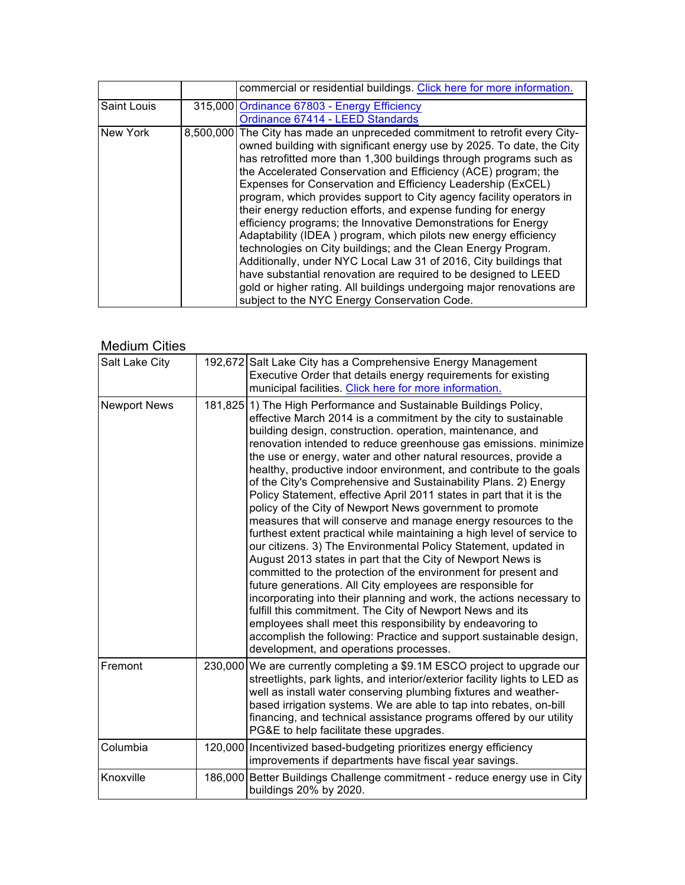|  |  | commercial or residential buildings. Click here for more information. |
| --- | --- | --- |
| Saint Louis | 315,000 | Ordinance 67803 - Energy Efficiency<br>Ordinance 67414 - LEED Standards |
| New York | 8,500,000 | The City has made an unpreceded commitment to retrofit every City-owned building with significant energy use by 2025. To date, the City has retrofitted more than 1,300 buildings through programs such as the Accelerated Conservation and Efficiency (ACE) program; the Expenses for Conservation and Efficiency Leadership (ExCEL) program, which provides support to City agency facility operators in their energy reduction efforts, and expense funding for energy efficiency programs; the Innovative Demonstrations for Energy Adaptability (IDEA ) program, which pilots new energy efficiency technologies on City buildings; and the Clean Energy Program. Additionally, under NYC Local Law 31 of 2016, City buildings that have substantial renovation are required to be designed to LEED gold or higher rating. All buildings undergoing major renovations are subject to the NYC Energy Conservation Code. |

## Medium Cities

| Salt Lake City | 192,672 | Salt Lake City has a Comprehensive Energy Management Executive Order that details energy requirements for existing municipal facilities. Click here for more information. |
| --- | --- | --- |
| Newport News | 181,825 | 1) The High Performance and Sustainable Buildings Policy, effective March 2014 is a commitment by the city to sustainable building design, construction. operation, maintenance, and renovation intended to reduce greenhouse gas emissions. minimize the use or energy, water and other natural resources, provide a healthy, productive indoor environment, and contribute to the goals of the City's Comprehensive and Sustainability Plans. 2) Energy Policy Statement, effective April 2011 states in part that it is the policy of the City of Newport News government to promote measures that will conserve and manage energy resources to the furthest extent practical while maintaining a high level of service to our citizens. 3) The Environmental Policy Statement, updated in August 2013 states in part that the City of Newport News is committed to the protection of the environment for present and future generations. All City employees are responsible for incorporating into their planning and work, the actions necessary to fulfill this commitment. The City of Newport News and its employees shall meet this responsibility by endeavoring to accomplish the following: Practice and support sustainable design, development, and operations processes. |
| Fremont | 230,000 | We are currently completing a $9.1M ESCO project to upgrade our streetlights, park lights, and interior/exterior facility lights to LED as well as install water conserving plumbing fixtures and weather-based irrigation systems. We are able to tap into rebates, on-bill financing, and technical assistance programs offered by our utility PG&E to help facilitate these upgrades. |
| Columbia | 120,000 | Incentivized based-budgeting prioritizes energy efficiency improvements if departments have fiscal year savings. |
| Knoxville | 186,000 | Better Buildings Challenge commitment - reduce energy use in City buildings 20% by 2020. |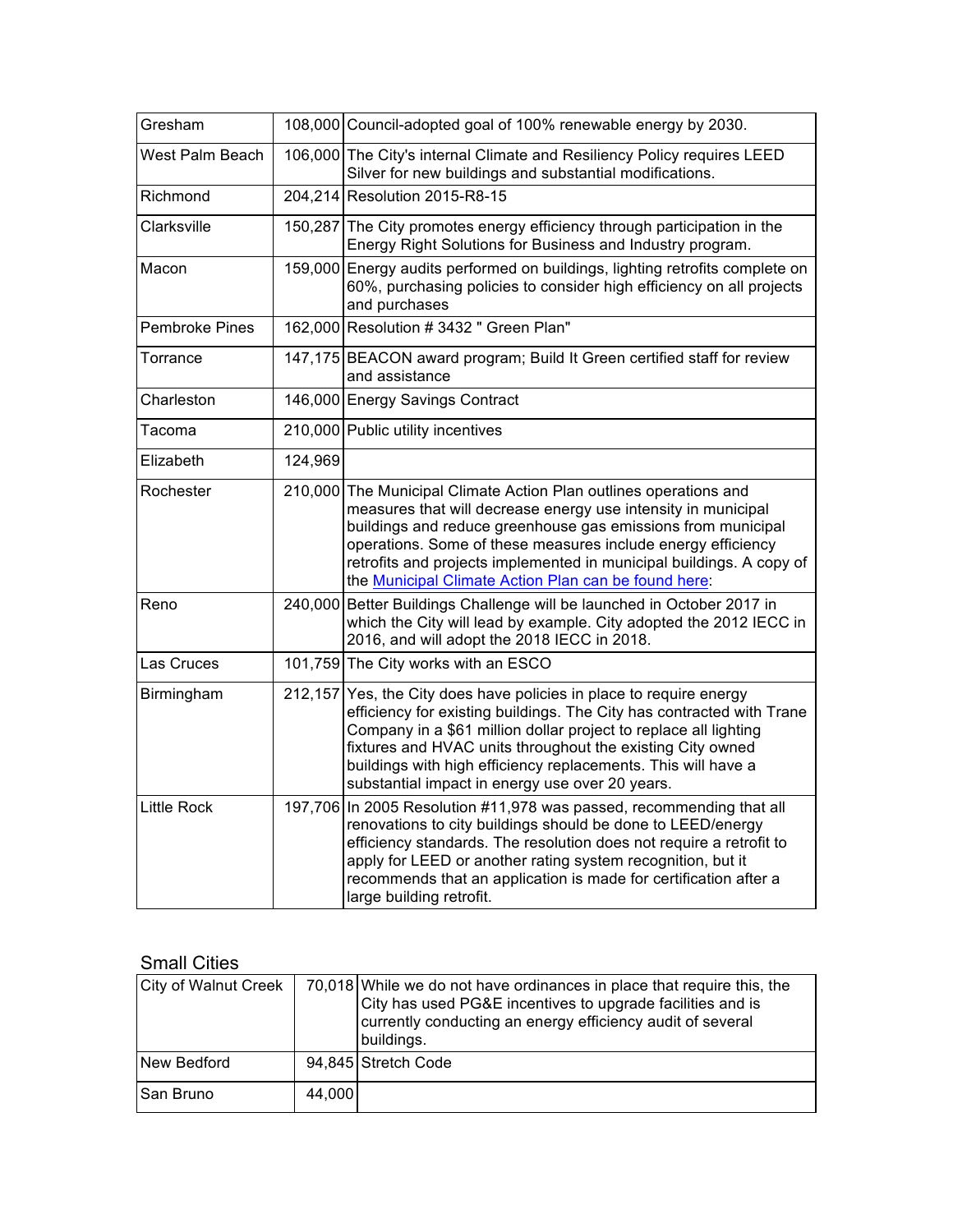| | | |
|---|---|---|
| Gresham | 108,000 | Council-adopted goal of 100% renewable energy by 2030. |
| West Palm Beach | 106,000 | The City's internal Climate and Resiliency Policy requires LEED Silver for new buildings and substantial modifications. |
| Richmond | 204,214 | Resolution 2015-R8-15 |
| Clarksville | 150,287 | The City promotes energy efficiency through participation in the Energy Right Solutions for Business and Industry program. |
| Macon | 159,000 | Energy audits performed on buildings, lighting retrofits complete on 60%, purchasing policies to consider high efficiency on all projects and purchases |
| Pembroke Pines | 162,000 | Resolution # 3432 " Green Plan" |
| Torrance | 147,175 | BEACON award program; Build It Green certified staff for review and assistance |
| Charleston | 146,000 | Energy Savings Contract |
| Tacoma | 210,000 | Public utility incentives |
| Elizabeth | 124,969 | |
| Rochester | 210,000 | The Municipal Climate Action Plan outlines operations and measures that will decrease energy use intensity in municipal buildings and reduce greenhouse gas emissions from municipal operations. Some of these measures include energy efficiency retrofits and projects implemented in municipal buildings. A copy of the Municipal Climate Action Plan can be found here: |
| Reno | 240,000 | Better Buildings Challenge will be launched in October 2017 in which the City will lead by example. City adopted the 2012 IECC in 2016, and will adopt the 2018 IECC in 2018. |
| Las Cruces | 101,759 | The City works with an ESCO |
| Birmingham | 212,157 | Yes, the City does have policies in place to require energy efficiency for existing buildings. The City has contracted with Trane Company in a $61 million dollar project to replace all lighting fixtures and HVAC units throughout the existing City owned buildings with high efficiency replacements. This will have a substantial impact in energy use over 20 years. |
| Little Rock | 197,706 | In 2005 Resolution #11,978 was passed, recommending that all renovations to city buildings should be done to LEED/energy efficiency standards. The resolution does not require a retrofit to apply for LEED or another rating system recognition, but it recommends that an application is made for certification after a large building retrofit. |

## Small Cities

| | | |
|---|---|---|
| City of Walnut Creek | 70,018 | While we do not have ordinances in place that require this, the City has used PG&E incentives to upgrade facilities and is currently conducting an energy efficiency audit of several buildings. |
| New Bedford | 94,845 | Stretch Code |
| San Bruno | 44,000 | |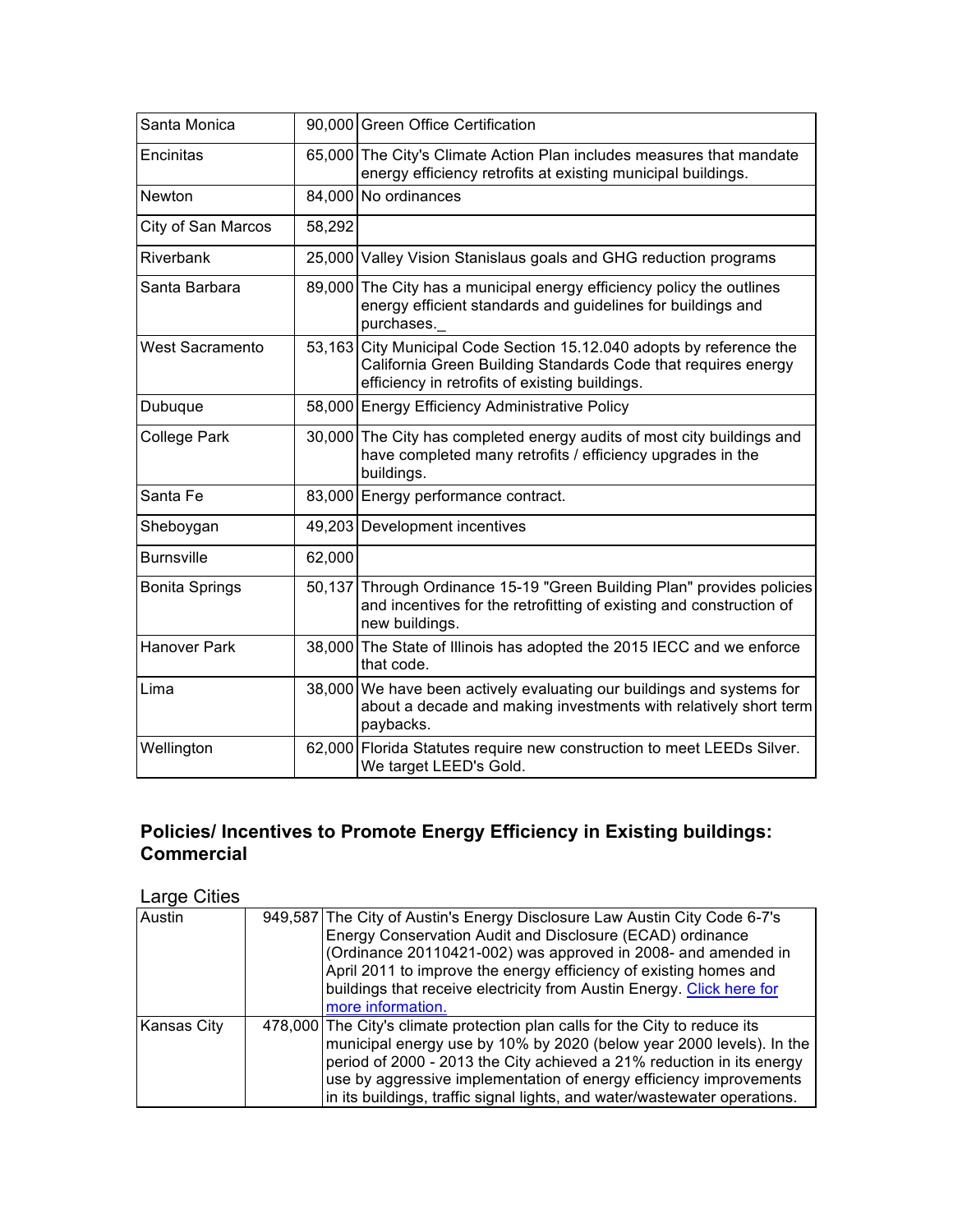| | | |
|---|---|---|
| Santa Monica | 90,000 | Green Office Certification |
| Encinitas | 65,000 | The City's Climate Action Plan includes measures that mandate energy efficiency retrofits at existing municipal buildings. |
| Newton | 84,000 | No ordinances |
| City of San Marcos | 58,292 | |
| Riverbank | 25,000 | Valley Vision Stanislaus goals and GHG reduction programs |
| Santa Barbara | 89,000 | The City has a municipal energy efficiency policy the outlines energy efficient standards and guidelines for buildings and purchases._ |
| West Sacramento | 53,163 | City Municipal Code Section 15.12.040 adopts by reference the California Green Building Standards Code that requires energy efficiency in retrofits of existing buildings. |
| Dubuque | 58,000 | Energy Efficiency Administrative Policy |
| College Park | 30,000 | The City has completed energy audits of most city buildings and have completed many retrofits / efficiency upgrades in the buildings. |
| Santa Fe | 83,000 | Energy performance contract. |
| Sheboygan | 49,203 | Development incentives |
| Burnsville | 62,000 | |
| Bonita Springs | 50,137 | Through Ordinance 15-19 "Green Building Plan" provides policies and incentives for the retrofitting of existing and construction of new buildings. |
| Hanover Park | 38,000 | The State of Illinois has adopted the 2015 IECC and we enforce that code. |
| Lima | 38,000 | We have been actively evaluating our buildings and systems for about a decade and making investments with relatively short term paybacks. |
| Wellington | 62,000 | Florida Statutes require new construction to meet LEEDs Silver. We target LEED's Gold. |

## Policies/ Incentives to Promote Energy Efficiency in Existing buildings: Commercial

Large Cities

| | | |
|---|---|---|
| Austin | 949,587 | The City of Austin's Energy Disclosure Law Austin City Code 6-7's Energy Conservation Audit and Disclosure (ECAD) ordinance (Ordinance 20110421-002) was approved in 2008- and amended in April 2011 to improve the energy efficiency of existing homes and buildings that receive electricity from Austin Energy. [Click here for more information.] |
| Kansas City | 478,000 | The City's climate protection plan calls for the City to reduce its municipal energy use by 10% by 2020 (below year 2000 levels). In the period of 2000 - 2013 the City achieved a 21% reduction in its energy use by aggressive implementation of energy efficiency improvements in its buildings, traffic signal lights, and water/wastewater operations. |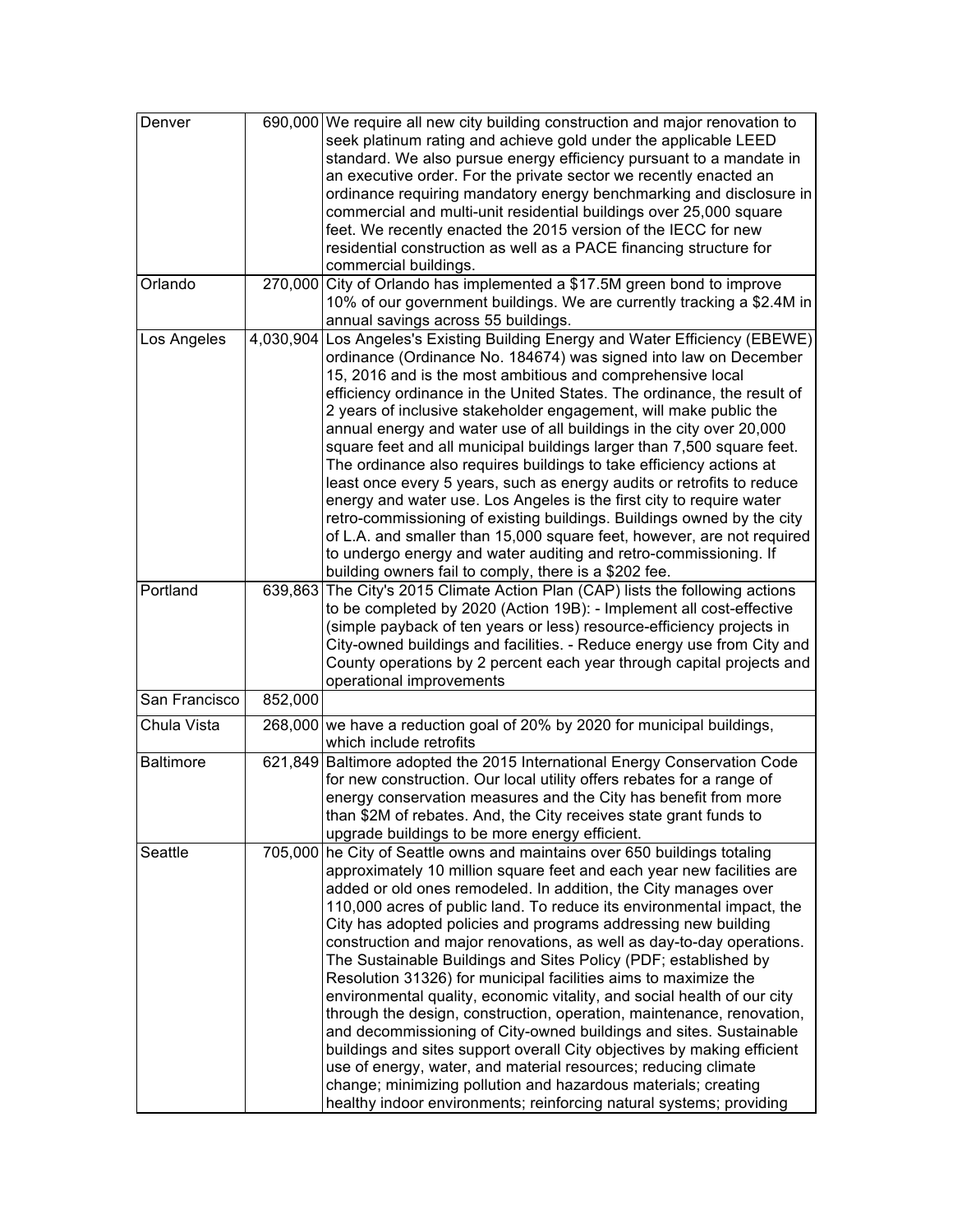| | | |
|---|---|---|
| Denver | 690,000 | We require all new city building construction and major renovation to seek platinum rating and achieve gold under the applicable LEED standard. We also pursue energy efficiency pursuant to a mandate in an executive order. For the private sector we recently enacted an ordinance requiring mandatory energy benchmarking and disclosure in commercial and multi-unit residential buildings over 25,000 square feet. We recently enacted the 2015 version of the IECC for new residential construction as well as a PACE financing structure for commercial buildings. |
| Orlando | 270,000 | City of Orlando has implemented a $17.5M green bond to improve 10% of our government buildings. We are currently tracking a $2.4M in annual savings across 55 buildings. |
| Los Angeles | 4,030,904 | Los Angeles's Existing Building Energy and Water Efficiency (EBEWE) ordinance (Ordinance No. 184674) was signed into law on December 15, 2016 and is the most ambitious and comprehensive local efficiency ordinance in the United States. The ordinance, the result of 2 years of inclusive stakeholder engagement, will make public the annual energy and water use of all buildings in the city over 20,000 square feet and all municipal buildings larger than 7,500 square feet. The ordinance also requires buildings to take efficiency actions at least once every 5 years, such as energy audits or retrofits to reduce energy and water use. Los Angeles is the first city to require water retro-commissioning of existing buildings. Buildings owned by the city of L.A. and smaller than 15,000 square feet, however, are not required to undergo energy and water auditing and retro-commissioning. If building owners fail to comply, there is a $202 fee. |
| Portland | 639,863 | The City's 2015 Climate Action Plan (CAP) lists the following actions to be completed by 2020 (Action 19B): - Implement all cost-effective (simple payback of ten years or less) resource-efficiency projects in City-owned buildings and facilities. - Reduce energy use from City and County operations by 2 percent each year through capital projects and operational improvements |
| San Francisco | 852,000 | |
| Chula Vista | 268,000 | we have a reduction goal of 20% by 2020 for municipal buildings, which include retrofits |
| Baltimore | 621,849 | Baltimore adopted the 2015 International Energy Conservation Code for new construction. Our local utility offers rebates for a range of energy conservation measures and the City has benefit from more than $2M of rebates. And, the City receives state grant funds to upgrade buildings to be more energy efficient. |
| Seattle | 705,000 | he City of Seattle owns and maintains over 650 buildings totaling approximately 10 million square feet and each year new facilities are added or old ones remodeled. In addition, the City manages over 110,000 acres of public land. To reduce its environmental impact, the City has adopted policies and programs addressing new building construction and major renovations, as well as day-to-day operations. The Sustainable Buildings and Sites Policy (PDF; established by Resolution 31326) for municipal facilities aims to maximize the environmental quality, economic vitality, and social health of our city through the design, construction, operation, maintenance, renovation, and decommissioning of City-owned buildings and sites. Sustainable buildings and sites support overall City objectives by making efficient use of energy, water, and material resources; reducing climate change; minimizing pollution and hazardous materials; creating healthy indoor environments; reinforcing natural systems; providing |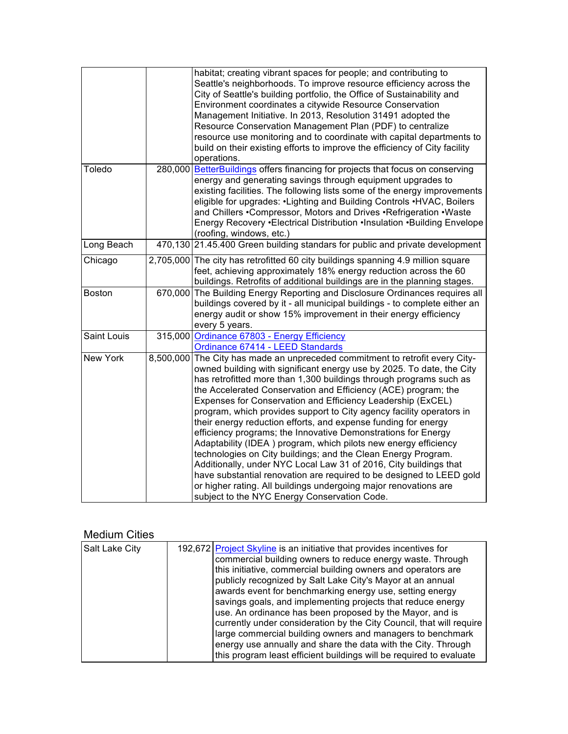|  |  |  |
|---|---|---|
|  |  | habitat; creating vibrant spaces for people; and contributing to Seattle's neighborhoods. To improve resource efficiency across the City of Seattle's building portfolio, the Office of Sustainability and Environment coordinates a citywide Resource Conservation Management Initiative. In 2013, Resolution 31491 adopted the Resource Conservation Management Plan (PDF) to centralize resource use monitoring and to coordinate with capital departments to build on their existing efforts to improve the efficiency of City facility operations. |
| Toledo | 280,000 | BetterBuildings offers financing for projects that focus on conserving energy and generating savings through equipment upgrades to existing facilities. The following lists some of the energy improvements eligible for upgrades: •Lighting and Building Controls •HVAC, Boilers and Chillers •Compressor, Motors and Drives •Refrigeration •Waste Energy Recovery •Electrical Distribution •Insulation •Building Envelope (roofing, windows, etc.) |
| Long Beach | 470,130 | 21.45.400 Green building standards for public and private development |
| Chicago | 2,705,000 | The city has retrofitted 60 city buildings spanning 4.9 million square feet, achieving approximately 18% energy reduction across the 60 buildings. Retrofits of additional buildings are in the planning stages. |
| Boston | 670,000 | The Building Energy Reporting and Disclosure Ordinances requires all buildings covered by it - all municipal buildings - to complete either an energy audit or show 15% improvement in their energy efficiency every 5 years. |
| Saint Louis | 315,000 | Ordinance 67803 - Energy Efficiency<br>Ordinance 67414 - LEED Standards |
| New York | 8,500,000 | The City has made an unpreceded commitment to retrofit every City-owned building with significant energy use by 2025. To date, the City has retrofitted more than 1,300 buildings through programs such as the Accelerated Conservation and Efficiency (ACE) program; the Expenses for Conservation and Efficiency Leadership (ExCEL) program, which provides support to City agency facility operators in their energy reduction efforts, and expense funding for energy efficiency programs; the Innovative Demonstrations for Energy Adaptability (IDEA ) program, which pilots new energy efficiency technologies on City buildings; and the Clean Energy Program. Additionally, under NYC Local Law 31 of 2016, City buildings that have substantial renovation are required to be designed to LEED gold or higher rating. All buildings undergoing major renovations are subject to the NYC Energy Conservation Code. |

## Medium Cities

|  |  |  |
|---|---|---|
| Salt Lake City | 192,672 | Project Skyline is an initiative that provides incentives for commercial building owners to reduce energy waste. Through this initiative, commercial building owners and operators are publicly recognized by Salt Lake City's Mayor at an annual awards event for benchmarking energy use, setting energy savings goals, and implementing projects that reduce energy use. An ordinance has been proposed by the Mayor, and is currently under consideration by the City Council, that will require large commercial building owners and managers to benchmark energy use annually and share the data with the City. Through this program least efficient buildings will be required to evaluate |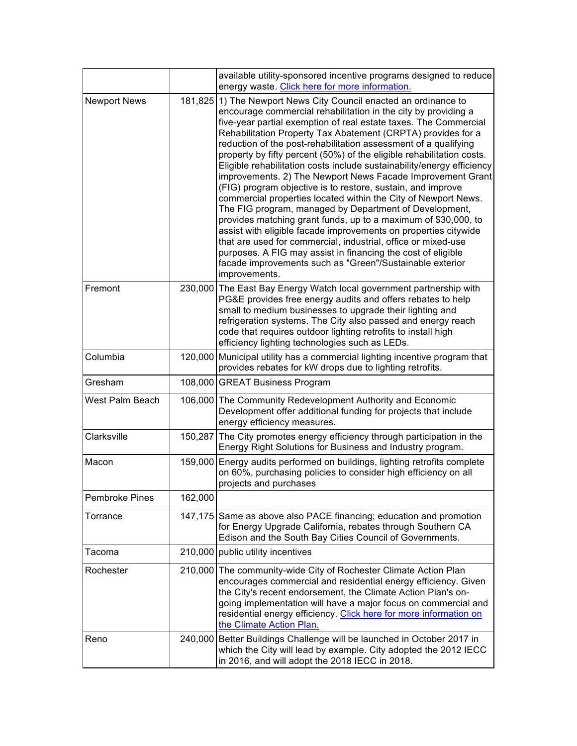| | | |
|---|---|---|
| | | available utility-sponsored incentive programs designed to reduce energy waste. Click here for more information. |
| Newport News | 181,825 | 1) The Newport News City Council enacted an ordinance to encourage commercial rehabilitation in the city by providing a five-year partial exemption of real estate taxes. The Commercial Rehabilitation Property Tax Abatement (CRPTA) provides for a reduction of the post-rehabilitation assessment of a qualifying property by fifty percent (50%) of the eligible rehabilitation costs. Eligible rehabilitation costs include sustainability/energy efficiency improvements. 2) The Newport News Facade Improvement Grant (FIG) program objective is to restore, sustain, and improve commercial properties located within the City of Newport News. The FIG program, managed by Department of Development, provides matching grant funds, up to a maximum of $30,000, to assist with eligible facade improvements on properties citywide that are used for commercial, industrial, office or mixed-use purposes. A FIG may assist in financing the cost of eligible facade improvements such as "Green"/Sustainable exterior improvements. |
| Fremont | 230,000 | The East Bay Energy Watch local government partnership with PG&E provides free energy audits and offers rebates to help small to medium businesses to upgrade their lighting and refrigeration systems. The City also passed and energy reach code that requires outdoor lighting retrofits to install high efficiency lighting technologies such as LEDs. |
| Columbia | 120,000 | Municipal utility has a commercial lighting incentive program that provides rebates for kW drops due to lighting retrofits. |
| Gresham | 108,000 | GREAT Business Program |
| West Palm Beach | 106,000 | The Community Redevelopment Authority and Economic Development offer additional funding for projects that include energy efficiency measures. |
| Clarksville | 150,287 | The City promotes energy efficiency through participation in the Energy Right Solutions for Business and Industry program. |
| Macon | 159,000 | Energy audits performed on buildings, lighting retrofits complete on 60%, purchasing policies to consider high efficiency on all projects and purchases |
| Pembroke Pines | 162,000 | |
| Torrance | 147,175 | Same as above also PACE financing; education and promotion for Energy Upgrade California, rebates through Southern CA Edison and the South Bay Cities Council of Governments. |
| Tacoma | 210,000 | public utility incentives |
| Rochester | 210,000 | The community-wide City of Rochester Climate Action Plan encourages commercial and residential energy efficiency. Given the City's recent endorsement, the Climate Action Plan's on-going implementation will have a major focus on commercial and residential energy efficiency. Click here for more information on the Climate Action Plan. |
| Reno | 240,000 | Better Buildings Challenge will be launched in October 2017 in which the City will lead by example. City adopted the 2012 IECC in 2016, and will adopt the 2018 IECC in 2018. |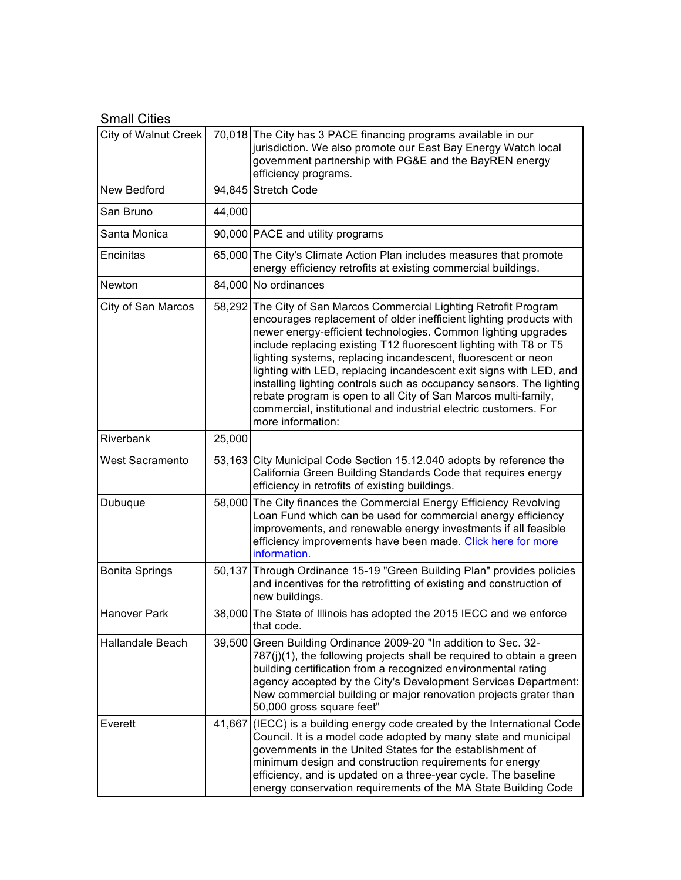Small Cities

| | | |
|---|---|---|
| City of Walnut Creek | 70,018 | The City has 3 PACE financing programs available in our jurisdiction. We also promote our East Bay Energy Watch local government partnership with PG&E and the BayREN energy efficiency programs. |
| New Bedford | 94,845 | Stretch Code |
| San Bruno | 44,000 | |
| Santa Monica | 90,000 | PACE and utility programs |
| Encinitas | 65,000 | The City's Climate Action Plan includes measures that promote energy efficiency retrofits at existing commercial buildings. |
| Newton | 84,000 | No ordinances |
| City of San Marcos | 58,292 | The City of San Marcos Commercial Lighting Retrofit Program encourages replacement of older inefficient lighting products with newer energy-efficient technologies. Common lighting upgrades include replacing existing T12 fluorescent lighting with T8 or T5 lighting systems, replacing incandescent, fluorescent or neon lighting with LED, replacing incandescent exit signs with LED, and installing lighting controls such as occupancy sensors. The lighting rebate program is open to all City of San Marcos multi-family, commercial, institutional and industrial electric customers. For more information: |
| Riverbank | 25,000 | |
| West Sacramento | 53,163 | City Municipal Code Section 15.12.040 adopts by reference the California Green Building Standards Code that requires energy efficiency in retrofits of existing buildings. |
| Dubuque | 58,000 | The City finances the Commercial Energy Efficiency Revolving Loan Fund which can be used for commercial energy efficiency improvements, and renewable energy investments if all feasible efficiency improvements have been made. Click here for more information. |
| Bonita Springs | 50,137 | Through Ordinance 15-19 "Green Building Plan" provides policies and incentives for the retrofitting of existing and construction of new buildings. |
| Hanover Park | 38,000 | The State of Illinois has adopted the 2015 IECC and we enforce that code. |
| Hallandale Beach | 39,500 | Green Building Ordinance 2009-20 "In addition to Sec. 32-787(j)(1), the following projects shall be required to obtain a green building certification from a recognized environmental rating agency accepted by the City's Development Services Department: New commercial building or major renovation projects grater than 50,000 gross square feet" |
| Everett | 41,667 | (IECC) is a building energy code created by the International Code Council. It is a model code adopted by many state and municipal governments in the United States for the establishment of minimum design and construction requirements for energy efficiency, and is updated on a three-year cycle. The baseline energy conservation requirements of the MA State Building Code |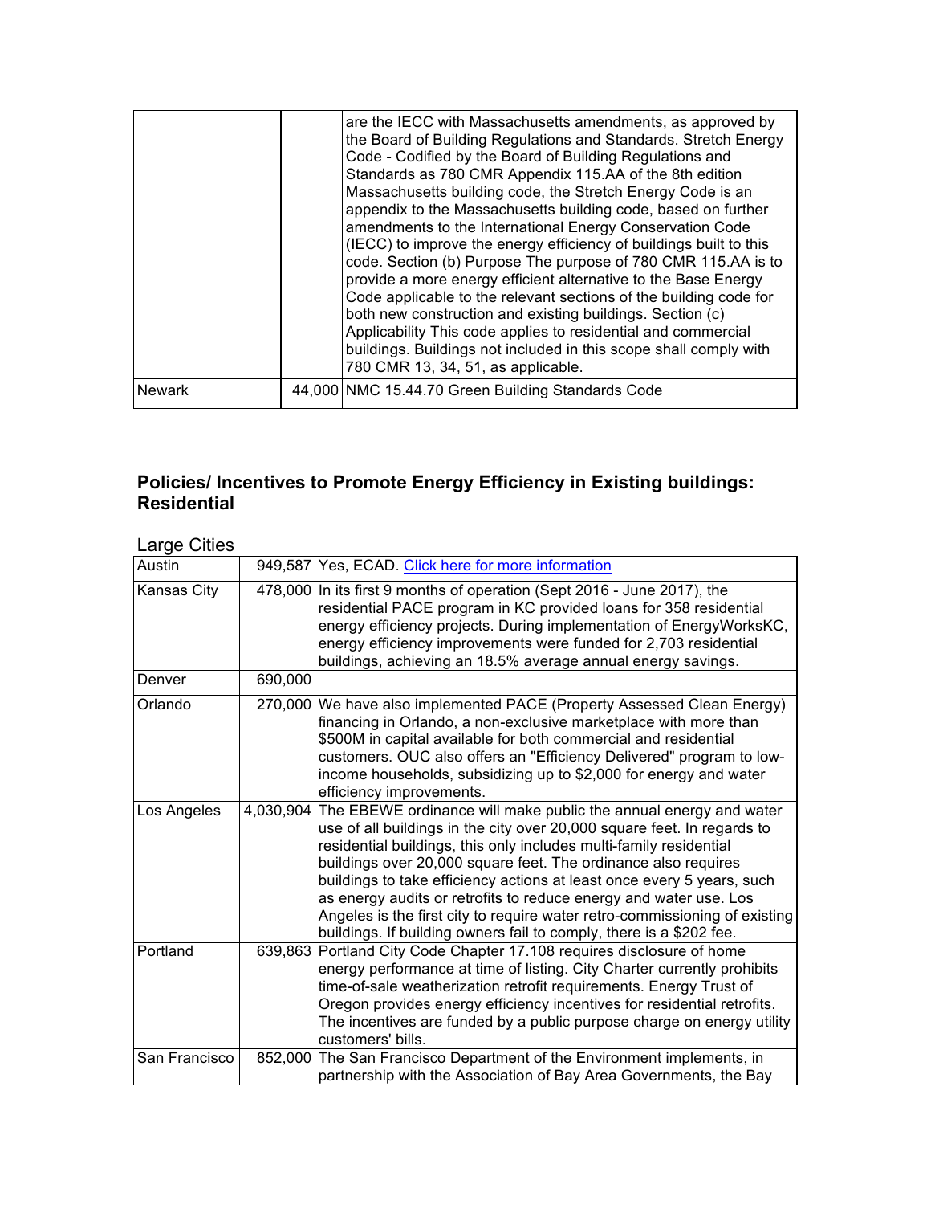| | | |
|---|---|---|
| | | are the IECC with Massachusetts amendments, as approved by the Board of Building Regulations and Standards. Stretch Energy Code - Codified by the Board of Building Regulations and Standards as 780 CMR Appendix 115.AA of the 8th edition Massachusetts building code, the Stretch Energy Code is an appendix to the Massachusetts building code, based on further amendments to the International Energy Conservation Code (IECC) to improve the energy efficiency of buildings built to this code. Section (b) Purpose The purpose of 780 CMR 115.AA is to provide a more energy efficient alternative to the Base Energy Code applicable to the relevant sections of the building code for both new construction and existing buildings. Section (c) Applicability This code applies to residential and commercial buildings. Buildings not included in this scope shall comply with 780 CMR 13, 34, 51, as applicable. |
| Newark | 44,000 | NMC 15.44.70 Green Building Standards Code |

## Policies/ Incentives to Promote Energy Efficiency in Existing buildings: Residential

Large Cities

| | | |
|---|---|---|
| Austin | 949,587 | Yes, ECAD. [Click here for more information]() |
| Kansas City | 478,000 | In its first 9 months of operation (Sept 2016 - June 2017), the residential PACE program in KC provided loans for 358 residential energy efficiency projects. During implementation of EnergyWorksKC, energy efficiency improvements were funded for 2,703 residential buildings, achieving an 18.5% average annual energy savings. |
| Denver | 690,000 | |
| Orlando | 270,000 | We have also implemented PACE (Property Assessed Clean Energy) financing in Orlando, a non-exclusive marketplace with more than $500M in capital available for both commercial and residential customers. OUC also offers an "Efficiency Delivered" program to low-income households, subsidizing up to $2,000 for energy and water efficiency improvements. |
| Los Angeles | 4,030,904 | The EBEWE ordinance will make public the annual energy and water use of all buildings in the city over 20,000 square feet. In regards to residential buildings, this only includes multi-family residential buildings over 20,000 square feet. The ordinance also requires buildings to take efficiency actions at least once every 5 years, such as energy audits or retrofits to reduce energy and water use. Los Angeles is the first city to require water retro-commissioning of existing buildings. If building owners fail to comply, there is a $202 fee. |
| Portland | 639,863 | Portland City Code Chapter 17.108 requires disclosure of home energy performance at time of listing. City Charter currently prohibits time-of-sale weatherization retrofit requirements. Energy Trust of Oregon provides energy efficiency incentives for residential retrofits. The incentives are funded by a public purpose charge on energy utility customers' bills. |
| San Francisco | 852,000 | The San Francisco Department of the Environment implements, in partnership with the Association of Bay Area Governments, the Bay |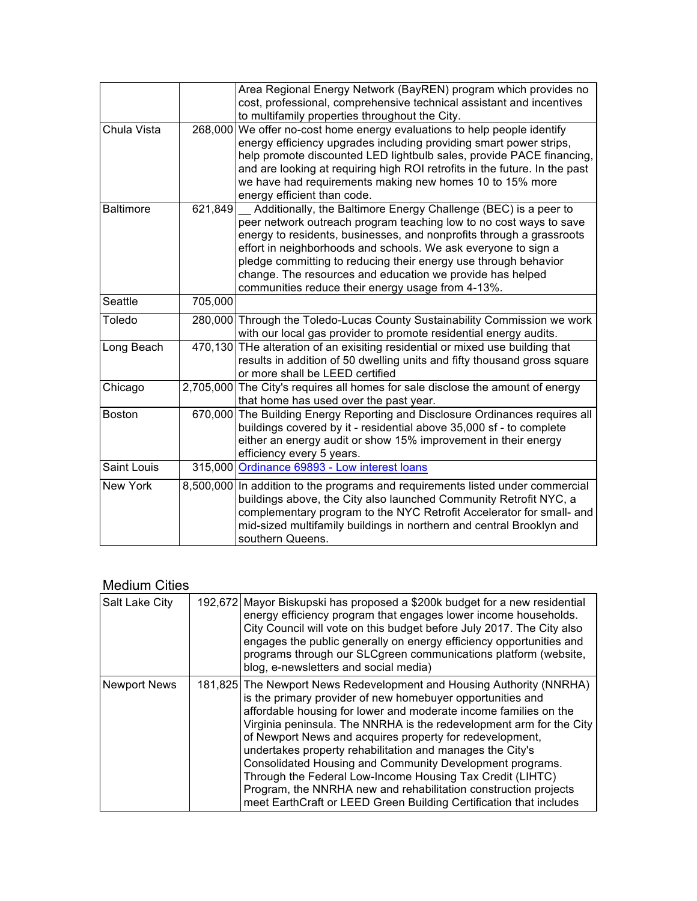| | | |
|---|---|---|
| | | Area Regional Energy Network (BayREN) program which provides no cost, professional, comprehensive technical assistant and incentives to multifamily properties throughout the City. |
| Chula Vista | 268,000 | We offer no-cost home energy evaluations to help people identify energy efficiency upgrades including providing smart power strips, help promote discounted LED lightbulb sales, provide PACE financing, and are looking at requiring high ROI retrofits in the future. In the past we have had requirements making new homes 10 to 15% more energy efficient than code. |
| Baltimore | 621,849 | __ Additionally, the Baltimore Energy Challenge (BEC) is a peer to peer network outreach program teaching low to no cost ways to save energy to residents, businesses, and nonprofits through a grassroots effort in neighborhoods and schools. We ask everyone to sign a pledge committing to reducing their energy use through behavior change. The resources and education we provide has helped communities reduce their energy usage from 4-13%. |
| Seattle | 705,000 | |
| Toledo | 280,000 | Through the Toledo-Lucas County Sustainability Commission we work with our local gas provider to promote residential energy audits. |
| Long Beach | 470,130 | THe alteration of an exisiting residential or mixed use building that results in addition of 50 dwelling units and fifty thousand gross square or more shall be LEED certified |
| Chicago | 2,705,000 | The City's requires all homes for sale disclose the amount of energy that home has used over the past year. |
| Boston | 670,000 | The Building Energy Reporting and Disclosure Ordinances requires all buildings covered by it - residential above 35,000 sf - to complete either an energy audit or show 15% improvement in their energy efficiency every 5 years. |
| Saint Louis | 315,000 | Ordinance 69893 - Low interest loans |
| New York | 8,500,000 | In addition to the programs and requirements listed under commercial buildings above, the City also launched Community Retrofit NYC, a complementary program to the NYC Retrofit Accelerator for small- and mid-sized multifamily buildings in northern and central Brooklyn and southern Queens. |

## Medium Cities

| | | |
|---|---|---|
| Salt Lake City | 192,672 | Mayor Biskupski has proposed a $200k budget for a new residential energy efficiency program that engages lower income households. City Council will vote on this budget before July 2017. The City also engages the public generally on energy efficiency opportunities and programs through our SLCgreen communications platform (website, blog, e-newsletters and social media) |
| Newport News | 181,825 | The Newport News Redevelopment and Housing Authority (NNRHA) is the primary provider of new homebuyer opportunities and affordable housing for lower and moderate income families on the Virginia peninsula. The NNRHA is the redevelopment arm for the City of Newport News and acquires property for redevelopment, undertakes property rehabilitation and manages the City's Consolidated Housing and Community Development programs. Through the Federal Low-Income Housing Tax Credit (LIHTC) Program, the NNRHA new and rehabilitation construction projects meet EarthCraft or LEED Green Building Certification that includes |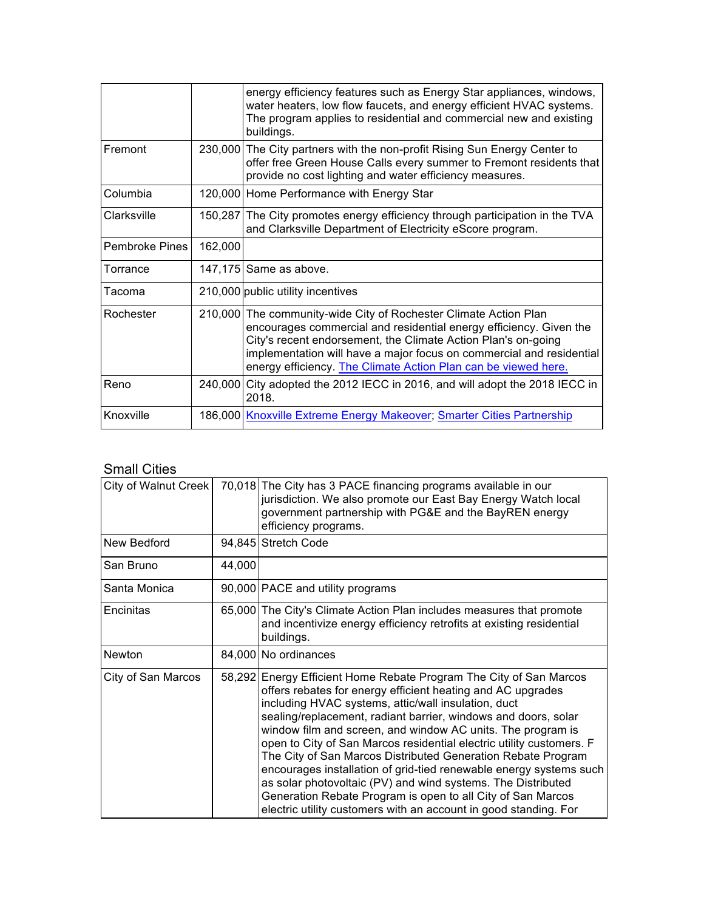| | | |
|---|---|---|
| | | energy efficiency features such as Energy Star appliances, windows, water heaters, low flow faucets, and energy efficient HVAC systems. The program applies to residential and commercial new and existing buildings. |
| Fremont | 230,000 | The City partners with the non-profit Rising Sun Energy Center to offer free Green House Calls every summer to Fremont residents that provide no cost lighting and water efficiency measures. |
| Columbia | 120,000 | Home Performance with Energy Star |
| Clarksville | 150,287 | The City promotes energy efficiency through participation in the TVA and Clarksville Department of Electricity eScore program. |
| Pembroke Pines | 162,000 | |
| Torrance | 147,175 | Same as above. |
| Tacoma | 210,000 | public utility incentives |
| Rochester | 210,000 | The community-wide City of Rochester Climate Action Plan encourages commercial and residential energy efficiency. Given the City's recent endorsement, the Climate Action Plan's on-going implementation will have a major focus on commercial and residential energy efficiency. The Climate Action Plan can be viewed here. |
| Reno | 240,000 | City adopted the 2012 IECC in 2016, and will adopt the 2018 IECC in 2018. |
| Knoxville | 186,000 | Knoxville Extreme Energy Makeover; Smarter Cities Partnership |

## Small Cities

| | | |
|---|---|---|
| City of Walnut Creek | 70,018 | The City has 3 PACE financing programs available in our jurisdiction. We also promote our East Bay Energy Watch local government partnership with PG&E and the BayREN energy efficiency programs. |
| New Bedford | 94,845 | Stretch Code |
| San Bruno | 44,000 | |
| Santa Monica | 90,000 | PACE and utility programs |
| Encinitas | 65,000 | The City's Climate Action Plan includes measures that promote and incentivize energy efficiency retrofits at existing residential buildings. |
| Newton | 84,000 | No ordinances |
| City of San Marcos | 58,292 | Energy Efficient Home Rebate Program The City of San Marcos offers rebates for energy efficient heating and AC upgrades including HVAC systems, attic/wall insulation, duct sealing/replacement, radiant barrier, windows and doors, solar window film and screen, and window AC units. The program is open to City of San Marcos residential electric utility customers. F The City of San Marcos Distributed Generation Rebate Program encourages installation of grid-tied renewable energy systems such as solar photovoltaic (PV) and wind systems. The Distributed Generation Rebate Program is open to all City of San Marcos electric utility customers with an account in good standing. For |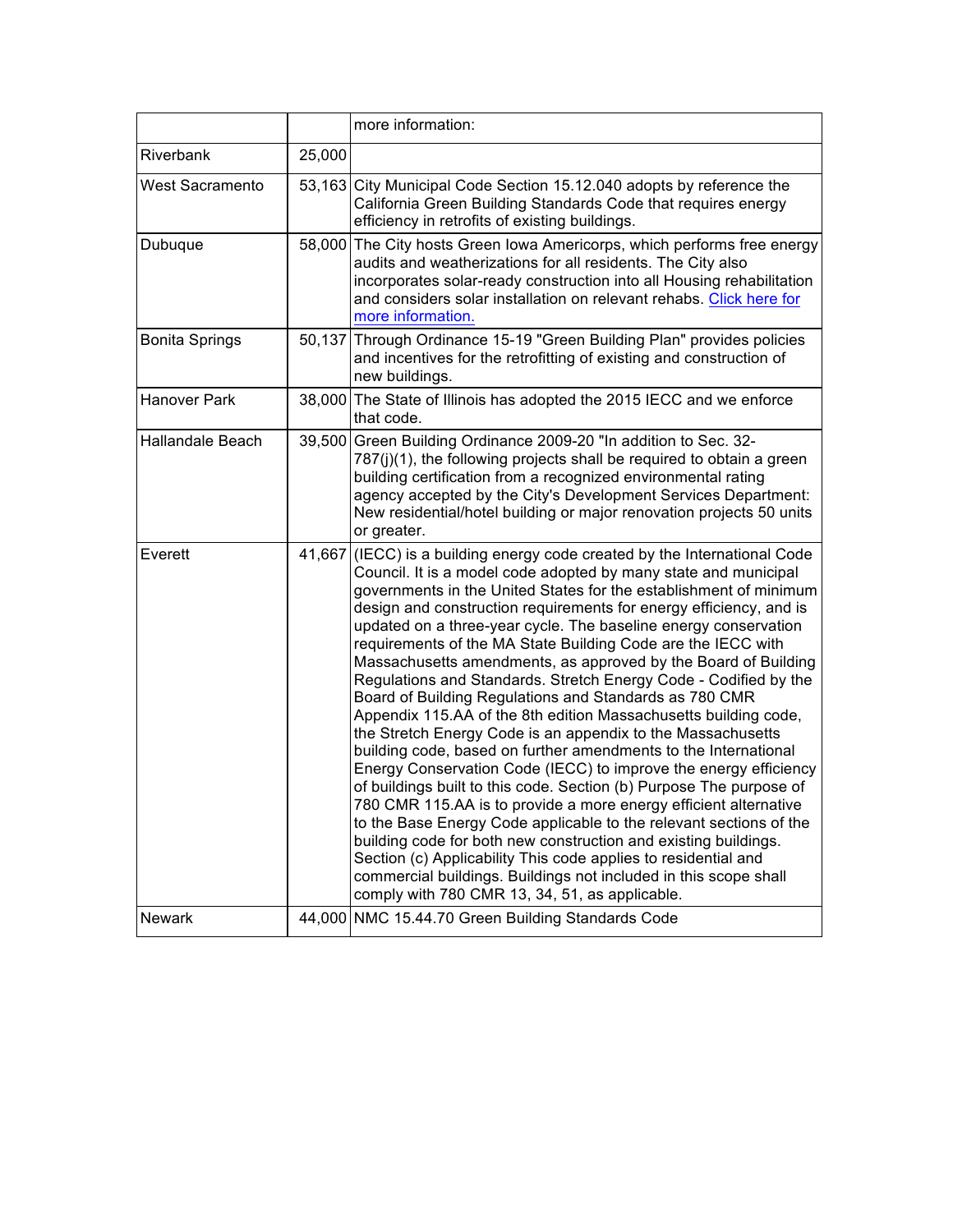| | | |
|---|---|---|
| | | more information: |
| Riverbank | 25,000 | |
| West Sacramento | 53,163 | City Municipal Code Section 15.12.040 adopts by reference the California Green Building Standards Code that requires energy efficiency in retrofits of existing buildings. |
| Dubuque | 58,000 | The City hosts Green Iowa Americorps, which performs free energy audits and weatherizations for all residents. The City also incorporates solar-ready construction into all Housing rehabilitation and considers solar installation on relevant rehabs. Click here for more information. |
| Bonita Springs | 50,137 | Through Ordinance 15-19 "Green Building Plan" provides policies and incentives for the retrofitting of existing and construction of new buildings. |
| Hanover Park | 38,000 | The State of Illinois has adopted the 2015 IECC and we enforce that code. |
| Hallandale Beach | 39,500 | Green Building Ordinance 2009-20 "In addition to Sec. 32-787(j)(1), the following projects shall be required to obtain a green building certification from a recognized environmental rating agency accepted by the City's Development Services Department: New residential/hotel building or major renovation projects 50 units or greater. |
| Everett | 41,667 | (IECC) is a building energy code created by the International Code Council. It is a model code adopted by many state and municipal governments in the United States for the establishment of minimum design and construction requirements for energy efficiency, and is updated on a three-year cycle. The baseline energy conservation requirements of the MA State Building Code are the IECC with Massachusetts amendments, as approved by the Board of Building Regulations and Standards. Stretch Energy Code - Codified by the Board of Building Regulations and Standards as 780 CMR Appendix 115.AA of the 8th edition Massachusetts building code, the Stretch Energy Code is an appendix to the Massachusetts building code, based on further amendments to the International Energy Conservation Code (IECC) to improve the energy efficiency of buildings built to this code. Section (b) Purpose The purpose of 780 CMR 115.AA is to provide a more energy efficient alternative to the Base Energy Code applicable to the relevant sections of the building code for both new construction and existing buildings. Section (c) Applicability This code applies to residential and commercial buildings. Buildings not included in this scope shall comply with 780 CMR 13, 34, 51, as applicable. |
| Newark | 44,000 | NMC 15.44.70 Green Building Standards Code |